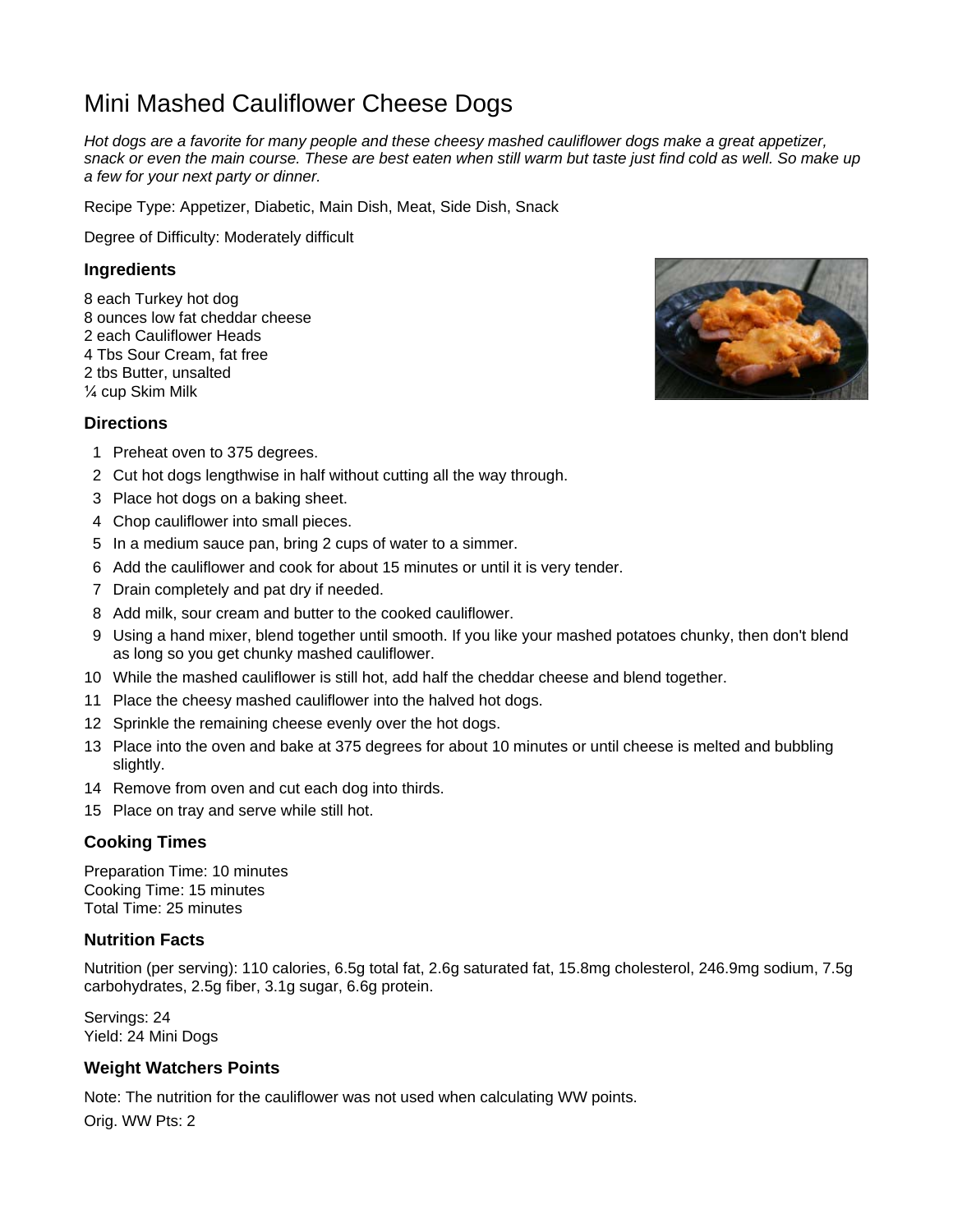# Mini Mashed Cauliflower Cheese Dogs

*Hot dogs are a favorite for many people and these cheesy mashed cauliflower dogs make a great appetizer, snack or even the main course. These are best eaten when still warm but taste just find cold as well. So make up a few for your next party or dinner.*

Recipe Type: Appetizer, Diabetic, Main Dish, Meat, Side Dish, Snack

Degree of Difficulty: Moderately difficult

### Ingredients

8 each Turkey hot dog
8 ounces low fat cheddar cheese
2 each Cauliflower Heads
4 Tbs Sour Cream, fat free
2 tbs Butter, unsalted
¼ cup Skim Milk

### Directions

1. Preheat oven to 375 degrees.
2. Cut hot dogs lengthwise in half without cutting all the way through.
3. Place hot dogs on a baking sheet.
4. Chop cauliflower into small pieces.
5. In a medium sauce pan, bring 2 cups of water to a simmer.
6. Add the cauliflower and cook for about 15 minutes or until it is very tender.
7. Drain completely and pat dry if needed.
8. Add milk, sour cream and butter to the cooked cauliflower.
9. Using a hand mixer, blend together until smooth. If you like your mashed potatoes chunky, then don't blend as long so you get chunky mashed cauliflower.
10. While the mashed cauliflower is still hot, add half the cheddar cheese and blend together.
11. Place the cheesy mashed cauliflower into the halved hot dogs.
12. Sprinkle the remaining cheese evenly over the hot dogs.
13. Place into the oven and bake at 375 degrees for about 10 minutes or until cheese is melted and bubbling slightly.
14. Remove from oven and cut each dog into thirds.
15. Place on tray and serve while still hot.

### Cooking Times

Preparation Time: 10 minutes
Cooking Time: 15 minutes
Total Time: 25 minutes

### Nutrition Facts

Nutrition (per serving): 110 calories, 6.5g total fat, 2.6g saturated fat, 15.8mg cholesterol, 246.9mg sodium, 7.5g carbohydrates, 2.5g fiber, 3.1g sugar, 6.6g protein.

Servings: 24
Yield: 24 Mini Dogs

### Weight Watchers Points

Note: The nutrition for the cauliflower was not used when calculating WW points.

Orig. WW Pts: 2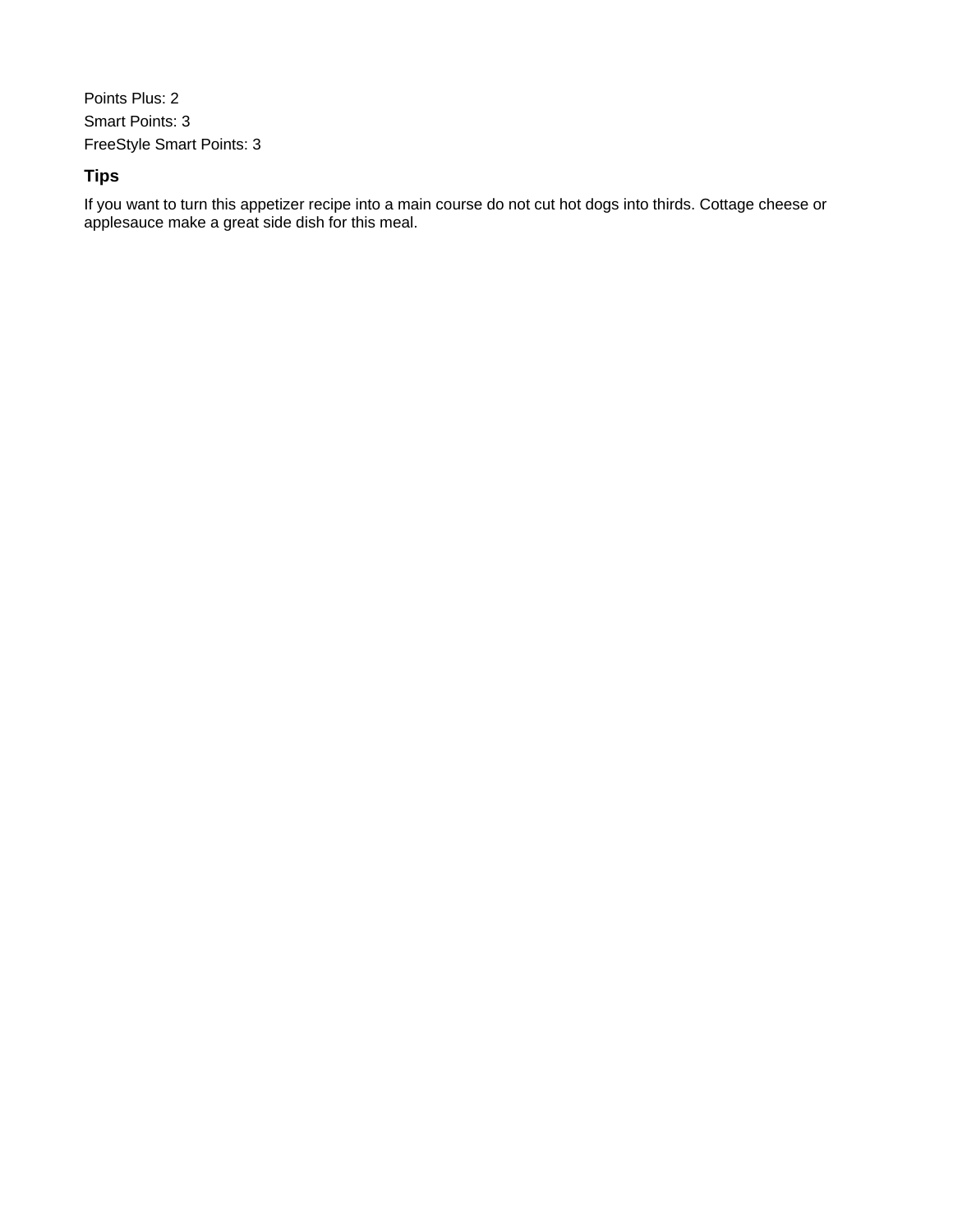Points Plus: 2

Smart Points: 3

FreeStyle Smart Points: 3

### Tips

If you want to turn this appetizer recipe into a main course do not cut hot dogs into thirds. Cottage cheese or applesauce make a great side dish for this meal.